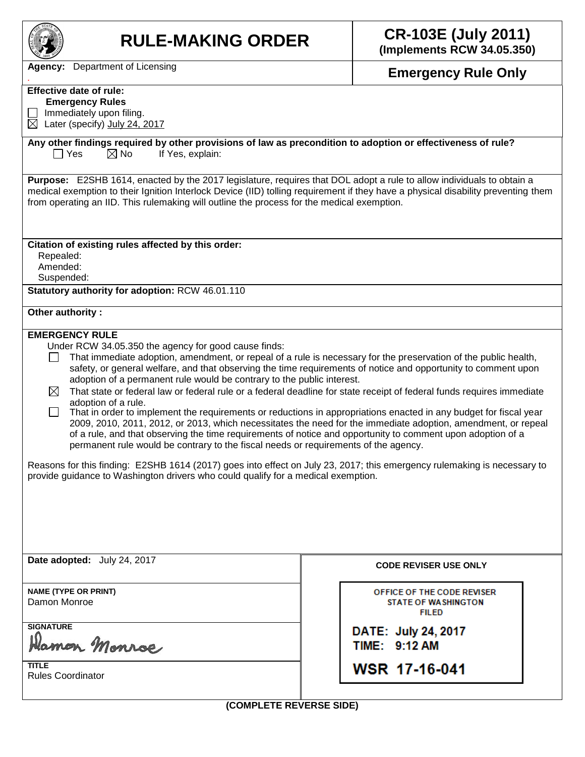# RULE-MAKING ORDER

**CR-103E (July 2011)**
**(Implements RCW 34.05.350)**

**Agency:** Department of Licensing

**Emergency Rule Only**

**Effective date of rule:**
**Emergency Rules**
☐ Immediately upon filing.
☒ Later (specify) July 24, 2017

**Any other findings required by other provisions of law as precondition to adoption or effectiveness of rule?**
☐ Yes ☒ No If Yes, explain:

**Purpose:** E2SHB 1614, enacted by the 2017 legislature, requires that DOL adopt a rule to allow individuals to obtain a medical exemption to their Ignition Interlock Device (IID) tolling requirement if they have a physical disability preventing them from operating an IID. This rulemaking will outline the process for the medical exemption.

**Citation of existing rules affected by this order:**
Repealed:
Amended:
Suspended:

**Statutory authority for adoption:** RCW 46.01.110

**Other authority :**

**EMERGENCY RULE**

Under RCW 34.05.350 the agency for good cause finds:

☐ That immediate adoption, amendment, or repeal of a rule is necessary for the preservation of the public health, safety, or general welfare, and that observing the time requirements of notice and opportunity to comment upon adoption of a permanent rule would be contrary to the public interest.

☒ That state or federal law or federal rule or a federal deadline for state receipt of federal funds requires immediate adoption of a rule.

☐ That in order to implement the requirements or reductions in appropriations enacted in any budget for fiscal year 2009, 2010, 2011, 2012, or 2013, which necessitates the need for the immediate adoption, amendment, or repeal of a rule, and that observing the time requirements of notice and opportunity to comment upon adoption of a permanent rule would be contrary to the fiscal needs or requirements of the agency.

Reasons for this finding: E2SHB 1614 (2017) goes into effect on July 23, 2017; this emergency rulemaking is necessary to provide guidance to Washington drivers who could qualify for a medical exemption.

**Date adopted:** July 24, 2017

**NAME (TYPE OR PRINT)**
Damon Monroe

**SIGNATURE**
Damon Monroe

**TITLE**
Rules Coordinator

**CODE REVISER USE ONLY**

OFFICE OF THE CODE REVISER
STATE OF WASHINGTON
FILED

DATE: July 24, 2017
TIME: 9:12 AM

WSR 17-16-041

**(COMPLETE REVERSE SIDE)**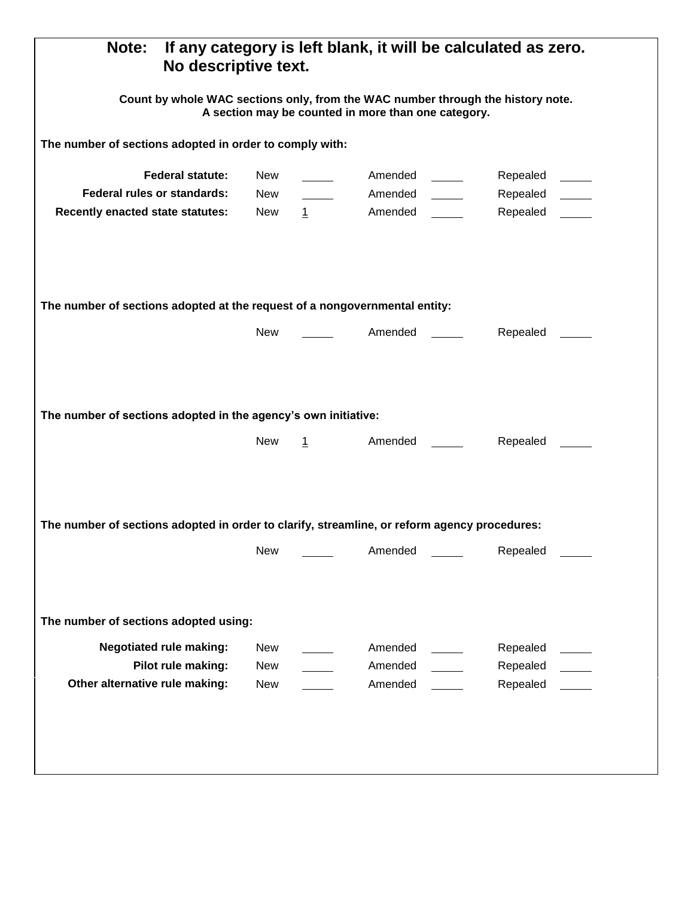**Note: If any category is left blank, it will be calculated as zero. No descriptive text.**

**Count by whole WAC sections only, from the WAC number through the history note. A section may be counted in more than one category.**

**The number of sections adopted in order to comply with:**

| | | | | | | |
|---|---|---|---|---|---|---|
| **Federal statute:** | New | | Amended | | Repealed | |
| **Federal rules or standards:** | New | | Amended | | Repealed | |
| **Recently enacted state statutes:** | New | 1 | Amended | | Repealed | |

**The number of sections adopted at the request of a nongovernmental entity:**

| | | | | | |
|---|---|---|---|---|---|
| New | | Amended | | Repealed | |

**The number of sections adopted in the agency's own initiative:**

| | | | | | |
|---|---|---|---|---|---|
| New | 1 | Amended | | Repealed | |

**The number of sections adopted in order to clarify, streamline, or reform agency procedures:**

| | | | | | |
|---|---|---|---|---|---|
| New | | Amended | | Repealed | |

**The number of sections adopted using:**

| | | | | | | |
|---|---|---|---|---|---|---|
| **Negotiated rule making:** | New | | Amended | | Repealed | |
| **Pilot rule making:** | New | | Amended | | Repealed | |
| **Other alternative rule making:** | New | | Amended | | Repealed | |